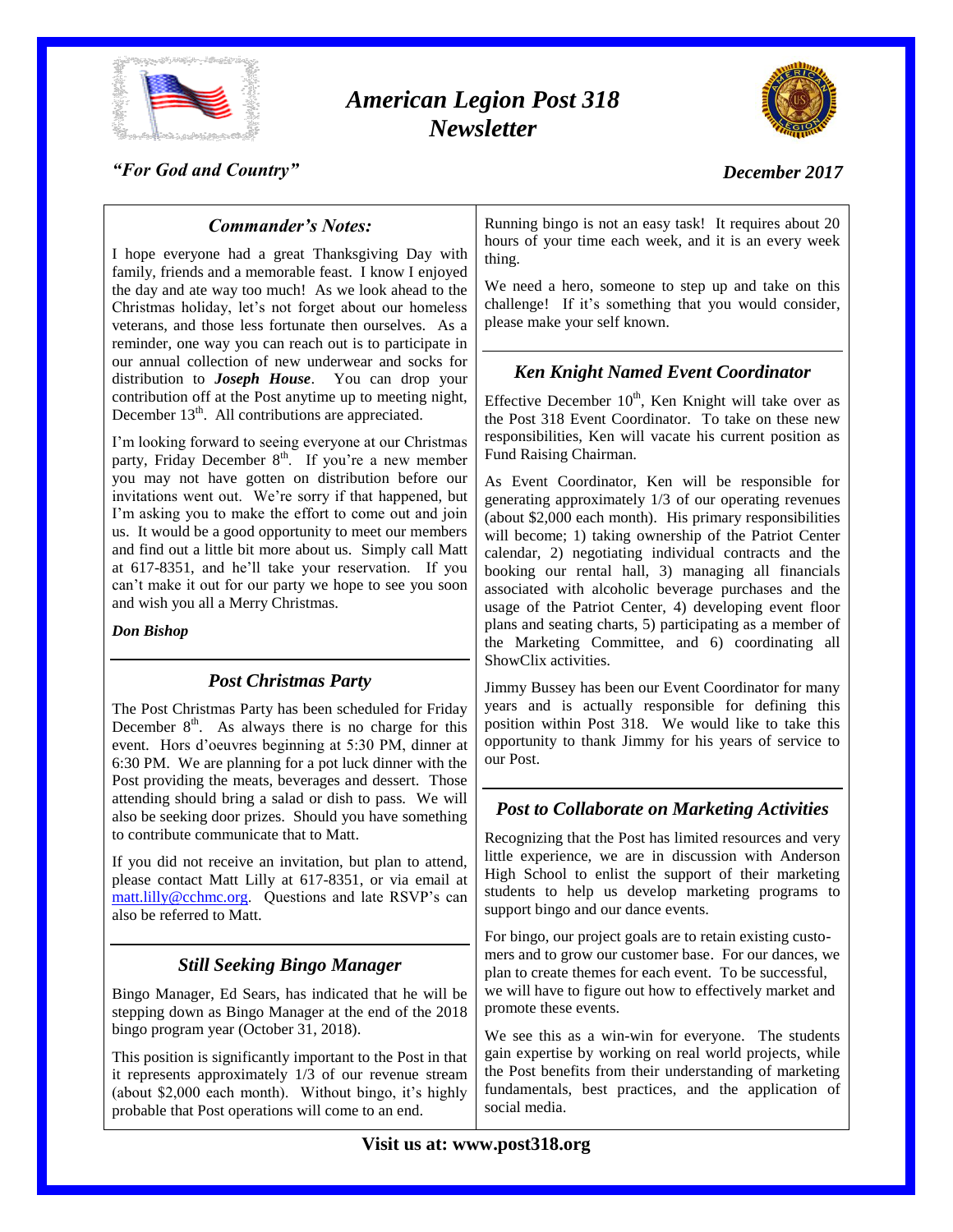# *American Legion Post 318 Newsletter*

*"For God and Country"*

*December 2017*

## *Commander's Notes:*

I hope everyone had a great Thanksgiving Day with family, friends and a memorable feast. I know I enjoyed the day and ate way too much! As we look ahead to the Christmas holiday, let's not forget about our homeless veterans, and those less fortunate then ourselves. As a reminder, one way you can reach out is to participate in our annual collection of new underwear and socks for distribution to ***Joseph House***. You can drop your contribution off at the Post anytime up to meeting night, December 13th. All contributions are appreciated.

I'm looking forward to seeing everyone at our Christmas party, Friday December 8th. If you're a new member you may not have gotten on distribution before our invitations went out. We're sorry if that happened, but I'm asking you to make the effort to come out and join us. It would be a good opportunity to meet our members and find out a little bit more about us. Simply call Matt at 617-8351, and he'll take your reservation. If you can't make it out for our party we hope to see you soon and wish you all a Merry Christmas.

***Don Bishop***

## *Post Christmas Party*

The Post Christmas Party has been scheduled for Friday December 8th. As always there is no charge for this event. Hors d'oeuvres beginning at 5:30 PM, dinner at 6:30 PM. We are planning for a pot luck dinner with the Post providing the meats, beverages and dessert. Those attending should bring a salad or dish to pass. We will also be seeking door prizes. Should you have something to contribute communicate that to Matt.

If you did not receive an invitation, but plan to attend, please contact Matt Lilly at 617-8351, or via email at matt.lilly@cchmc.org. Questions and late RSVP's can also be referred to Matt.

## *Still Seeking Bingo Manager*

Bingo Manager, Ed Sears, has indicated that he will be stepping down as Bingo Manager at the end of the 2018 bingo program year (October 31, 2018).

This position is significantly important to the Post in that it represents approximately 1/3 of our revenue stream (about $2,000 each month). Without bingo, it's highly probable that Post operations will come to an end.

Running bingo is not an easy task! It requires about 20 hours of your time each week, and it is an every week thing.

We need a hero, someone to step up and take on this challenge! If it's something that you would consider, please make your self known.

## *Ken Knight Named Event Coordinator*

Effective December 10th, Ken Knight will take over as the Post 318 Event Coordinator. To take on these new responsibilities, Ken will vacate his current position as Fund Raising Chairman.

As Event Coordinator, Ken will be responsible for generating approximately 1/3 of our operating revenues (about $2,000 each month). His primary responsibilities will become; 1) taking ownership of the Patriot Center calendar, 2) negotiating individual contracts and the booking our rental hall, 3) managing all financials associated with alcoholic beverage purchases and the usage of the Patriot Center, 4) developing event floor plans and seating charts, 5) participating as a member of the Marketing Committee, and 6) coordinating all ShowClix activities.

Jimmy Bussey has been our Event Coordinator for many years and is actually responsible for defining this position within Post 318. We would like to take this opportunity to thank Jimmy for his years of service to our Post.

## *Post to Collaborate on Marketing Activities*

Recognizing that the Post has limited resources and very little experience, we are in discussion with Anderson High School to enlist the support of their marketing students to help us develop marketing programs to support bingo and our dance events.

For bingo, our project goals are to retain existing customers and to grow our customer base. For our dances, we plan to create themes for each event. To be successful, we will have to figure out how to effectively market and promote these events.

We see this as a win-win for everyone. The students gain expertise by working on real world projects, while the Post benefits from their understanding of marketing fundamentals, best practices, and the application of social media.

**Visit us at: www.post318.org**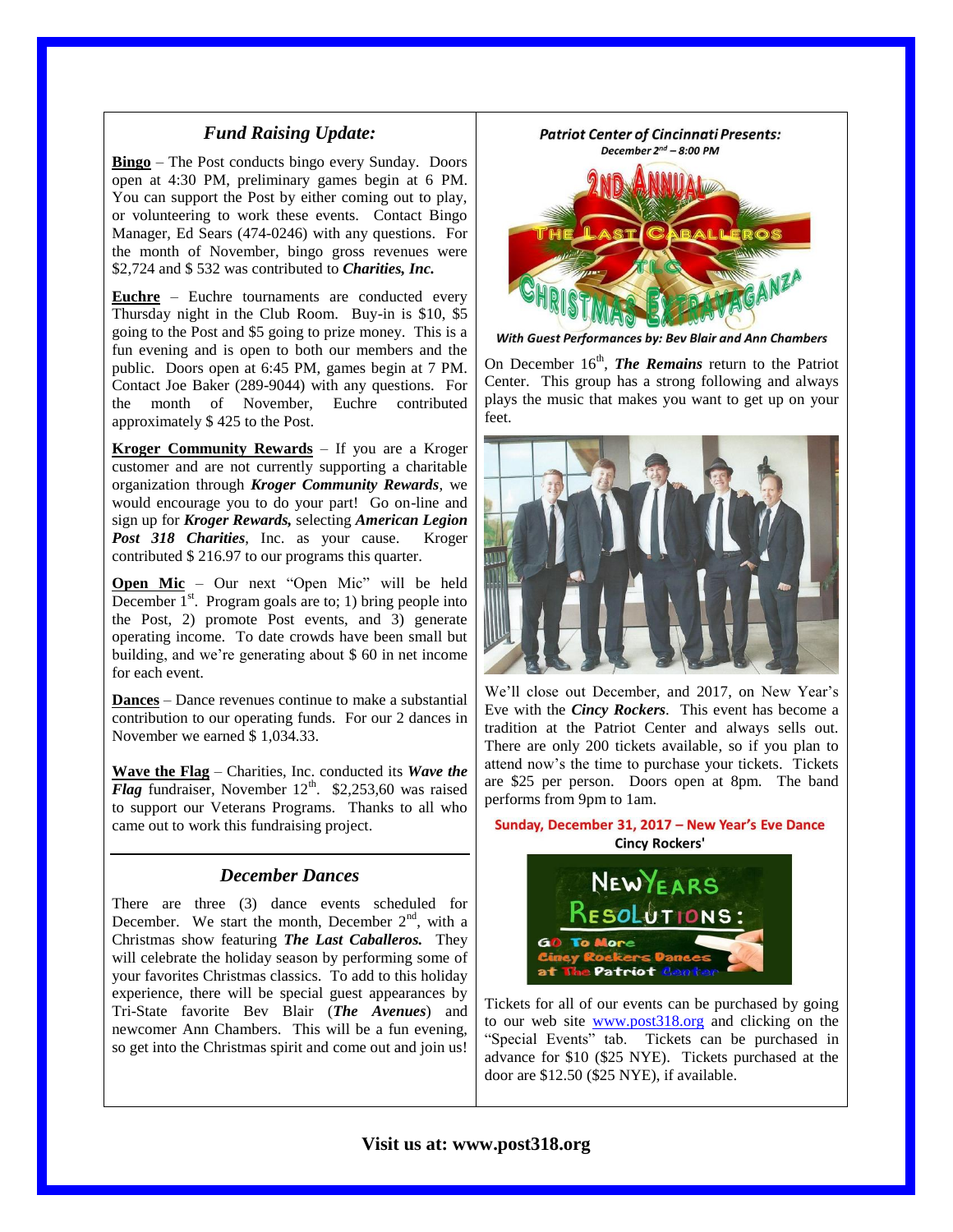## *Fund Raising Update:*

**Bingo** – The Post conducts bingo every Sunday. Doors open at 4:30 PM, preliminary games begin at 6 PM. You can support the Post by either coming out to play, or volunteering to work these events. Contact Bingo Manager, Ed Sears (474-0246) with any questions. For the month of November, bingo gross revenues were $2,724 and $ 532 was contributed to ***Charities, Inc.***

**Euchre** – Euchre tournaments are conducted every Thursday night in the Club Room. Buy-in is $10, $5 going to the Post and $5 going to prize money. This is a fun evening and is open to both our members and the public. Doors open at 6:45 PM, games begin at 7 PM. Contact Joe Baker (289-9044) with any questions. For the month of November, Euchre contributed approximately $ 425 to the Post.

**Kroger Community Rewards** – If you are a Kroger customer and are not currently supporting a charitable organization through ***Kroger Community Rewards***, we would encourage you to do your part! Go on-line and sign up for ***Kroger Rewards,*** selecting ***American Legion Post 318 Charities***, Inc. as your cause. Kroger contributed $ 216.97 to our programs this quarter.

**Open Mic** – Our next "Open Mic" will be held December 1st. Program goals are to; 1) bring people into the Post, 2) promote Post events, and 3) generate operating income. To date crowds have been small but building, and we're generating about $ 60 in net income for each event.

**Dances** – Dance revenues continue to make a substantial contribution to our operating funds. For our 2 dances in November we earned $ 1,034.33.

**Wave the Flag** – Charities, Inc. conducted its ***Wave the Flag*** fundraiser, November 12th. $2,253,60 was raised to support our Veterans Programs. Thanks to all who came out to work this fundraising project.

## *December Dances*

There are three (3) dance events scheduled for December. We start the month, December 2nd, with a Christmas show featuring ***The Last Caballeros.*** They will celebrate the holiday season by performing some of your favorites Christmas classics. To add to this holiday experience, there will be special guest appearances by Tri-State favorite Bev Blair (***The Avenues***) and newcomer Ann Chambers. This will be a fun evening, so get into the Christmas spirit and come out and join us!

***Patriot Center of Cincinnati Presents:***
***December 2nd – 8:00 PM***

2ND ANNUAL THE LAST CABALLEROS TLC CHRISTMAS EXTRAVAGANZA

***With Guest Performances by: Bev Blair and Ann Chambers***

On December 16th, ***The Remains*** return to the Patriot Center. This group has a strong following and always plays the music that makes you want to get up on your feet.

We'll close out December, and 2017, on New Year's Eve with the ***Cincy Rockers***. This event has become a tradition at the Patriot Center and always sells out. There are only 200 tickets available, so if you plan to attend now's the time to purchase your tickets. Tickets are $25 per person. Doors open at 8pm. The band performs from 9pm to 1am.

**Sunday, December 31, 2017 – New Year's Eve Dance**
**Cincy Rockers'**

NEW YEARS RESOLUTIONS: GO To More Cincy Rockers Dances at The Patriot Center

Tickets for all of our events can be purchased by going to our web site www.post318.org and clicking on the "Special Events" tab. Tickets can be purchased in advance for $10 ($25 NYE). Tickets purchased at the door are $12.50 ($25 NYE), if available.

**Visit us at: www.post318.org**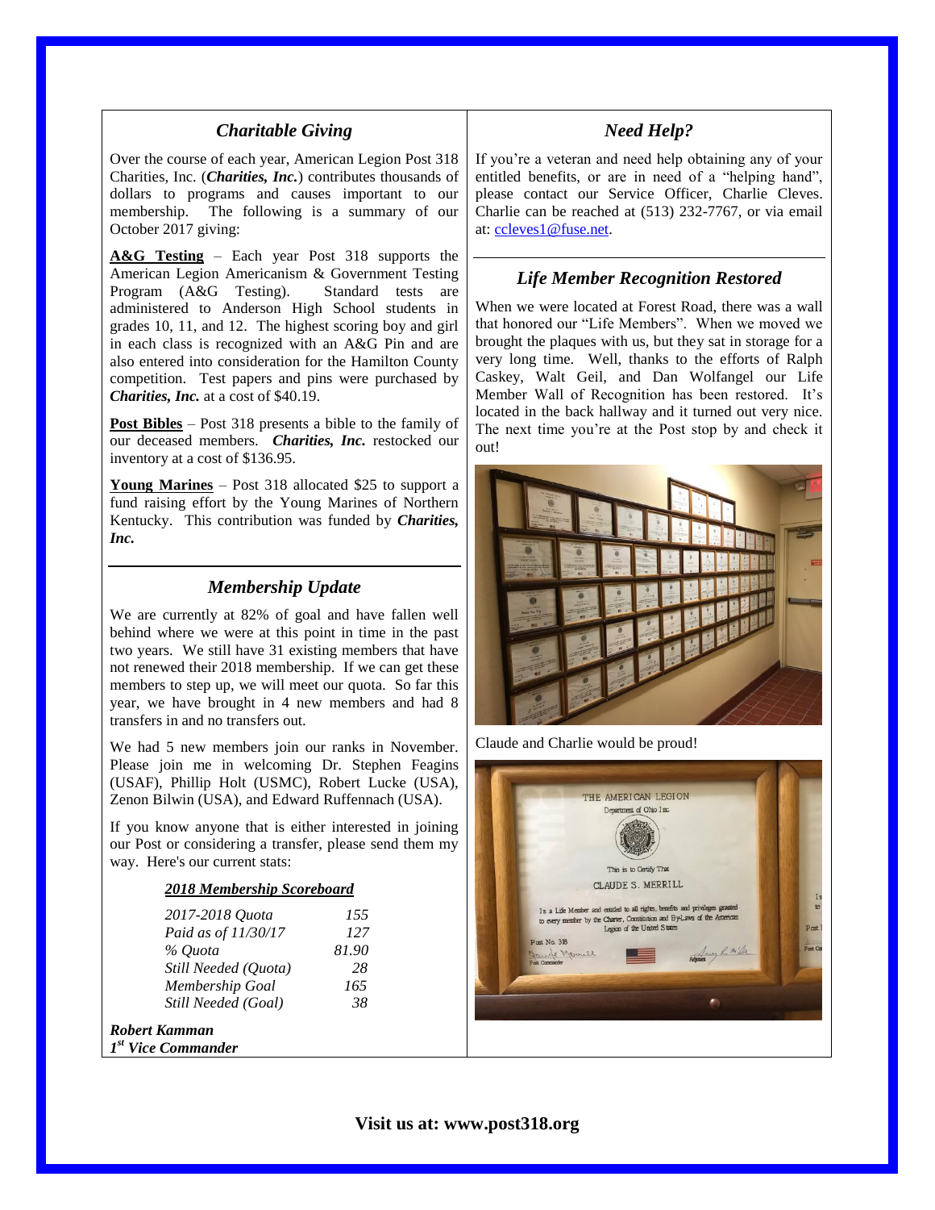## Charitable Giving

Over the course of each year, American Legion Post 318 Charities, Inc. (***Charities, Inc.***) contributes thousands of dollars to programs and causes important to our membership. The following is a summary of our October 2017 giving:

**A&G Testing** – Each year Post 318 supports the American Legion Americanism & Government Testing Program (A&G Testing). Standard tests are administered to Anderson High School students in grades 10, 11, and 12. The highest scoring boy and girl in each class is recognized with an A&G Pin and are also entered into consideration for the Hamilton County competition. Test papers and pins were purchased by ***Charities, Inc.*** at a cost of $40.19.

**Post Bibles** – Post 318 presents a bible to the family of our deceased members. ***Charities, Inc.*** restocked our inventory at a cost of $136.95.

**Young Marines** – Post 318 allocated $25 to support a fund raising effort by the Young Marines of Northern Kentucky. This contribution was funded by ***Charities, Inc.***

## Membership Update

We are currently at 82% of goal and have fallen well behind where we were at this point in time in the past two years. We still have 31 existing members that have not renewed their 2018 membership. If we can get these members to step up, we will meet our quota. So far this year, we have brought in 4 new members and had 8 transfers in and no transfers out.

We had 5 new members join our ranks in November. Please join me in welcoming Dr. Stephen Feagins (USAF), Phillip Holt (USMC), Robert Lucke (USA), Zenon Bilwin (USA), and Edward Ruffennach (USA).

If you know anyone that is either interested in joining our Post or considering a transfer, please send them my way. Here's our current stats:

***2018 Membership Scoreboard***

| | |
|---|---|
| *2017-2018 Quota* | *155* |
| *Paid as of 11/30/17* | *127* |
| *% Quota* | *81.90* |
| *Still Needed (Quota)* | *28* |
| *Membership Goal* | *165* |
| *Still Needed (Goal)* | *38* |

***Robert Kamman***
***1st Vice Commander***

## Need Help?

If you're a veteran and need help obtaining any of your entitled benefits, or are in need of a "helping hand", please contact our Service Officer, Charlie Cleves. Charlie can be reached at (513) 232-7767, or via email at: ccleves1@fuse.net.

## Life Member Recognition Restored

When we were located at Forest Road, there was a wall that honored our "Life Members". When we moved we brought the plaques with us, but they sat in storage for a very long time. Well, thanks to the efforts of Ralph Caskey, Walt Geil, and Dan Wolfangel our Life Member Wall of Recognition has been restored. It's located in the back hallway and it turned out very nice. The next time you're at the Post stop by and check it out!

Claude and Charlie would be proud!

**Visit us at: www.post318.org**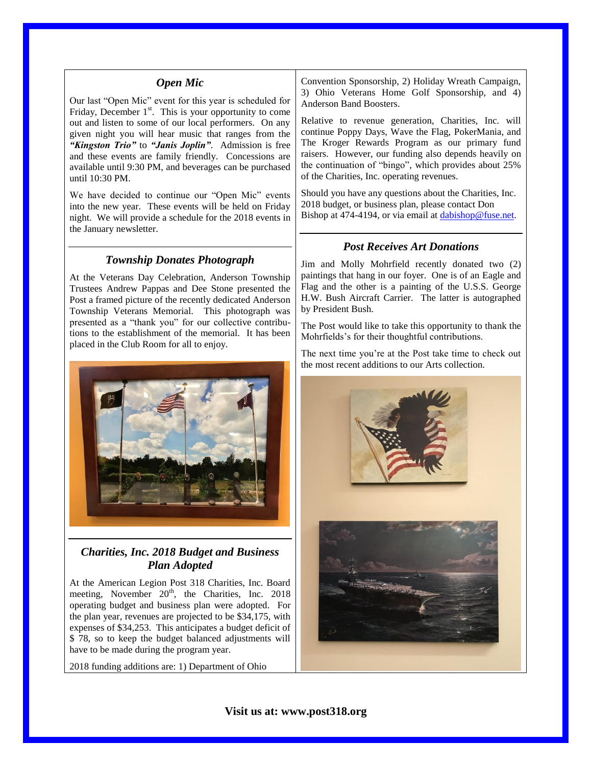### *Open Mic*

Our last "Open Mic" event for this year is scheduled for Friday, December 1st. This is your opportunity to come out and listen to some of our local performers. On any given night you will hear music that ranges from the ***"Kingston Trio"*** to ***"Janis Joplin"***. Admission is free and these events are family friendly. Concessions are available until 9:30 PM, and beverages can be purchased until 10:30 PM.

We have decided to continue our "Open Mic" events into the new year. These events will be held on Friday night. We will provide a schedule for the 2018 events in the January newsletter.

### *Township Donates Photograph*

At the Veterans Day Celebration, Anderson Township Trustees Andrew Pappas and Dee Stone presented the Post a framed picture of the recently dedicated Anderson Township Veterans Memorial. This photograph was presented as a "thank you" for our collective contributions to the establishment of the memorial. It has been placed in the Club Room for all to enjoy.

### *Charities, Inc. 2018 Budget and Business Plan Adopted*

At the American Legion Post 318 Charities, Inc. Board meeting, November 20th, the Charities, Inc. 2018 operating budget and business plan were adopted. For the plan year, revenues are projected to be $34,175, with expenses of $34,253. This anticipates a budget deficit of $ 78, so to keep the budget balanced adjustments will have to be made during the program year.

2018 funding additions are: 1) Department of Ohio Convention Sponsorship, 2) Holiday Wreath Campaign, 3) Ohio Veterans Home Golf Sponsorship, and 4) Anderson Band Boosters.

Relative to revenue generation, Charities, Inc. will continue Poppy Days, Wave the Flag, PokerMania, and The Kroger Rewards Program as our primary fund raisers. However, our funding also depends heavily on the continuation of "bingo", which provides about 25% of the Charities, Inc. operating revenues.

Should you have any questions about the Charities, Inc. 2018 budget, or business plan, please contact Don Bishop at 474-4194, or via email at dabishop@fuse.net.

### *Post Receives Art Donations*

Jim and Molly Mohrfield recently donated two (2) paintings that hang in our foyer. One is of an Eagle and Flag and the other is a painting of the U.S.S. George H.W. Bush Aircraft Carrier. The latter is autographed by President Bush.

The Post would like to take this opportunity to thank the Mohrfields's for their thoughtful contributions.

The next time you're at the Post take time to check out the most recent additions to our Arts collection.

**Visit us at: www.post318.org**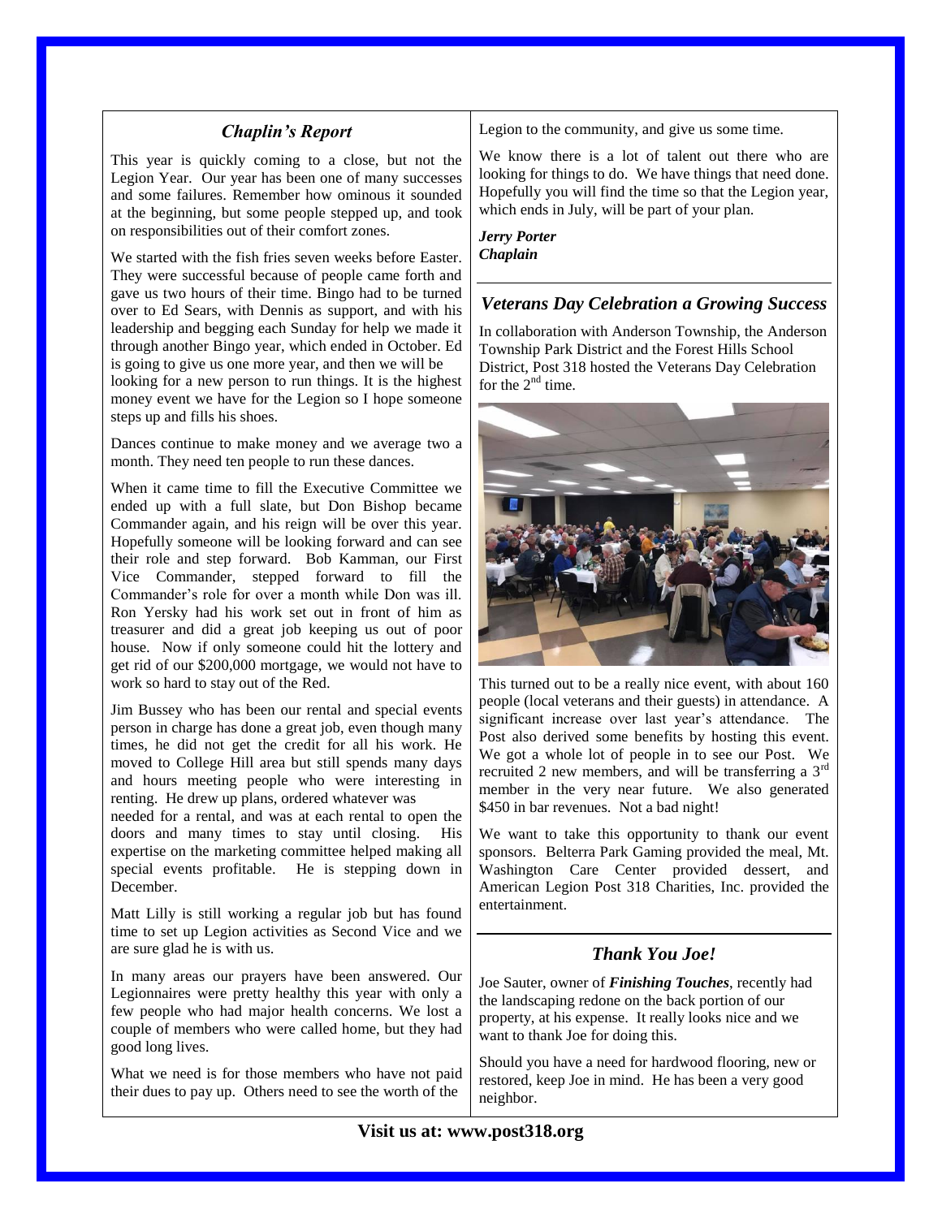## *Chaplin's Report*

This year is quickly coming to a close, but not the Legion Year. Our year has been one of many successes and some failures. Remember how ominous it sounded at the beginning, but some people stepped up, and took on responsibilities out of their comfort zones.

We started with the fish fries seven weeks before Easter. They were successful because of people came forth and gave us two hours of their time. Bingo had to be turned over to Ed Sears, with Dennis as support, and with his leadership and begging each Sunday for help we made it through another Bingo year, which ended in October. Ed is going to give us one more year, and then we will be looking for a new person to run things. It is the highest money event we have for the Legion so I hope someone steps up and fills his shoes.

Dances continue to make money and we average two a month. They need ten people to run these dances.

When it came time to fill the Executive Committee we ended up with a full slate, but Don Bishop became Commander again, and his reign will be over this year. Hopefully someone will be looking forward and can see their role and step forward. Bob Kamman, our First Vice Commander, stepped forward to fill the Commander's role for over a month while Don was ill. Ron Yersky had his work set out in front of him as treasurer and did a great job keeping us out of poor house. Now if only someone could hit the lottery and get rid of our $200,000 mortgage, we would not have to work so hard to stay out of the Red.

Jim Bussey who has been our rental and special events person in charge has done a great job, even though many times, he did not get the credit for all his work. He moved to College Hill area but still spends many days and hours meeting people who were interesting in renting. He drew up plans, ordered whatever was needed for a rental, and was at each rental to open the doors and many times to stay until closing. His expertise on the marketing committee helped making all special events profitable. He is stepping down in December.

Matt Lilly is still working a regular job but has found time to set up Legion activities as Second Vice and we are sure glad he is with us.

In many areas our prayers have been answered. Our Legionnaires were pretty healthy this year with only a few people who had major health concerns. We lost a couple of members who were called home, but they had good long lives.

What we need is for those members who have not paid their dues to pay up. Others need to see the worth of the Legion to the community, and give us some time.

We know there is a lot of talent out there who are looking for things to do. We have things that need done. Hopefully you will find the time so that the Legion year, which ends in July, will be part of your plan.

***Jerry Porter***
***Chaplain***

## *Veterans Day Celebration a Growing Success*

In collaboration with Anderson Township, the Anderson Township Park District and the Forest Hills School District, Post 318 hosted the Veterans Day Celebration for the 2nd time.

This turned out to be a really nice event, with about 160 people (local veterans and their guests) in attendance. A significant increase over last year's attendance. The Post also derived some benefits by hosting this event. We got a whole lot of people in to see our Post. We recruited 2 new members, and will be transferring a 3rd member in the very near future. We also generated $450 in bar revenues. Not a bad night!

We want to take this opportunity to thank our event sponsors. Belterra Park Gaming provided the meal, Mt. Washington Care Center provided dessert, and American Legion Post 318 Charities, Inc. provided the entertainment.

## *Thank You Joe!*

Joe Sauter, owner of ***Finishing Touches***, recently had the landscaping redone on the back portion of our property, at his expense. It really looks nice and we want to thank Joe for doing this.

Should you have a need for hardwood flooring, new or restored, keep Joe in mind. He has been a very good neighbor.

**Visit us at: www.post318.org**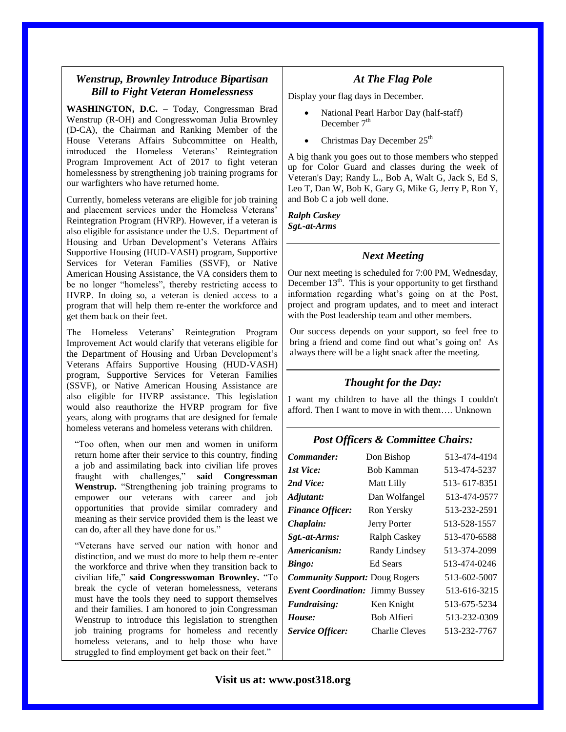## *Wenstrup, Brownley Introduce Bipartisan Bill to Fight Veteran Homelessness*

**WASHINGTON, D.C.** – Today, Congressman Brad Wenstrup (R-OH) and Congresswoman Julia Brownley (D-CA), the Chairman and Ranking Member of the House Veterans Affairs Subcommittee on Health, introduced the Homeless Veterans' Reintegration Program Improvement Act of 2017 to fight veteran homelessness by strengthening job training programs for our warfighters who have returned home.

Currently, homeless veterans are eligible for job training and placement services under the Homeless Veterans' Reintegration Program (HVRP). However, if a veteran is also eligible for assistance under the U.S. Department of Housing and Urban Development's Veterans Affairs Supportive Housing (HUD-VASH) program, Supportive Services for Veteran Families (SSVF), or Native American Housing Assistance, the VA considers them to be no longer "homeless", thereby restricting access to HVRP. In doing so, a veteran is denied access to a program that will help them re-enter the workforce and get them back on their feet.

The Homeless Veterans' Reintegration Program Improvement Act would clarify that veterans eligible for the Department of Housing and Urban Development's Veterans Affairs Supportive Housing (HUD-VASH) program, Supportive Services for Veteran Families (SSVF), or Native American Housing Assistance are also eligible for HVRP assistance. This legislation would also reauthorize the HVRP program for five years, along with programs that are designed for female homeless veterans and homeless veterans with children.

"Too often, when our men and women in uniform return home after their service to this country, finding a job and assimilating back into civilian life proves fraught with challenges," **said Congressman Wenstrup.** "Strengthening job training programs to empower our veterans with career and job opportunities that provide similar comradery and meaning as their service provided them is the least we can do, after all they have done for us."

"Veterans have served our nation with honor and distinction, and we must do more to help them re-enter the workforce and thrive when they transition back to civilian life," **said Congresswoman Brownley.** "To break the cycle of veteran homelessness, veterans must have the tools they need to support themselves and their families. I am honored to join Congressman Wenstrup to introduce this legislation to strengthen job training programs for homeless and recently homeless veterans, and to help those who have struggled to find employment get back on their feet."

## *At The Flag Pole*

Display your flag days in December.

- National Pearl Harbor Day (half-staff) December 7th
- Christmas Day December 25th

A big thank you goes out to those members who stepped up for Color Guard and classes during the week of Veteran's Day; Randy L., Bob A, Walt G, Jack S, Ed S, Leo T, Dan W, Bob K, Gary G, Mike G, Jerry P, Ron Y, and Bob C a job well done.

***Ralph Caskey***
***Sgt.-at-Arms***

## *Next Meeting*

Our next meeting is scheduled for 7:00 PM, Wednesday, December 13th. This is your opportunity to get firsthand information regarding what's going on at the Post, project and program updates, and to meet and interact with the Post leadership team and other members.

Our success depends on your support, so feel free to bring a friend and come find out what's going on! As always there will be a light snack after the meeting.

## *Thought for the Day:*

I want my children to have all the things I couldn't afford. Then I want to move in with them…. Unknown

## *Post Officers & Committee Chairs:*

| | | |
|---|---|---|
| ***Commander:*** | Don Bishop | 513-474-4194 |
| ***1st Vice:*** | Bob Kamman | 513-474-5237 |
| ***2nd Vice:*** | Matt Lilly | 513- 617-8351 |
| ***Adjutant:*** | Dan Wolfangel | 513-474-9577 |
| ***Finance Officer:*** | Ron Yersky | 513-232-2591 |
| ***Chaplain:*** | Jerry Porter | 513-528-1557 |
| ***Sgt.-at-Arms:*** | Ralph Caskey | 513-470-6588 |
| ***Americanism:*** | Randy Lindsey | 513-374-2099 |
| ***Bingo:*** | Ed Sears | 513-474-0246 |
| ***Community Support:*** | Doug Rogers | 513-602-5007 |
| ***Event Coordination:*** | Jimmy Bussey | 513-616-3215 |
| ***Fundraising:*** | Ken Knight | 513-675-5234 |
| ***House:*** | Bob Alfieri | 513-232-0309 |
| ***Service Officer:*** | Charlie Cleves | 513-232-7767 |

**Visit us at: www.post318.org**